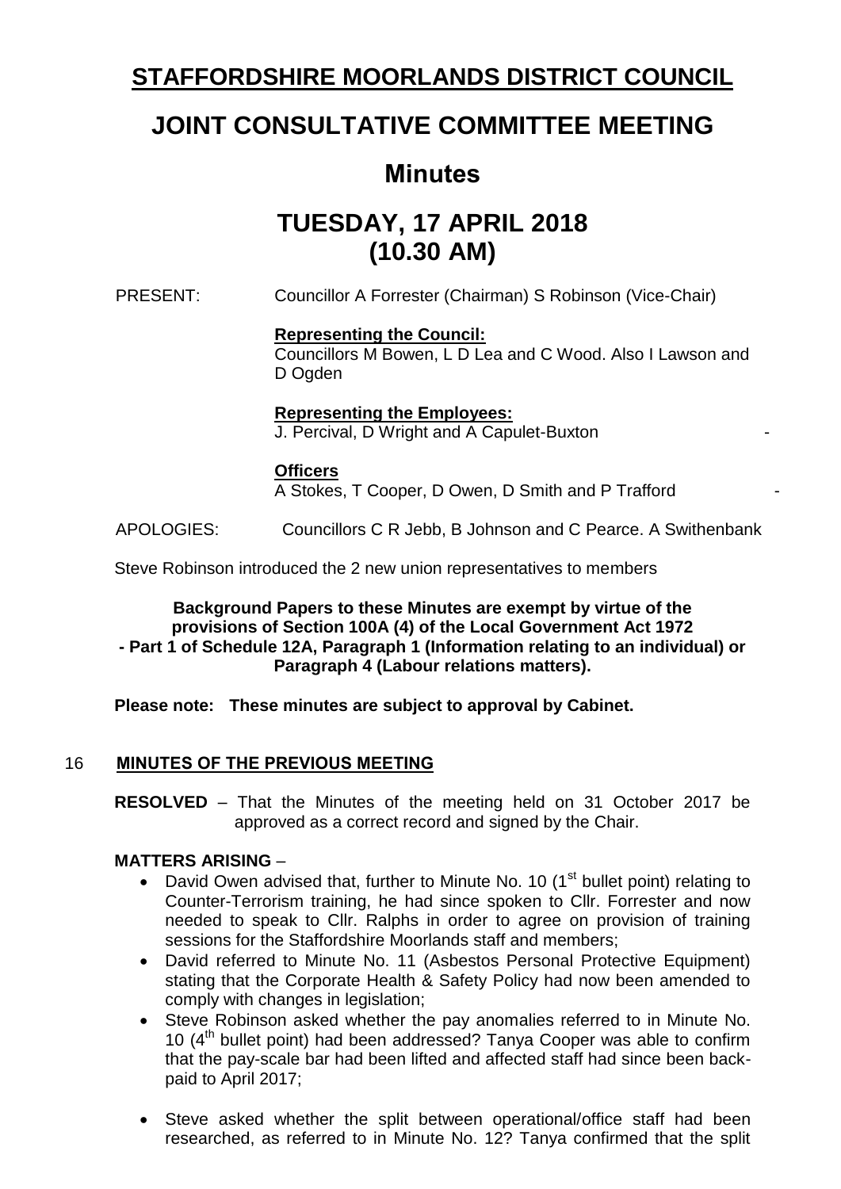# STAFFORDSHIRE MOORLANDS DISTRICT COUNCIL

# JOINT CONSULTATIVE COMMITTEE MEETING

## Minutes

## TUESDAY, 17 APRIL 2018 (10.30 AM)

PRESENT: Councillor A Forrester (Chairman) S Robinson (Vice-Chair)

**Representing the Council:**
Councillors M Bowen, L D Lea and C Wood. Also I Lawson and D Ogden

**Representing the Employees:**
J. Percival, D Wright and A Capulet-Buxton -

**Officers**
A Stokes, T Cooper, D Owen, D Smith and P Trafford -

APOLOGIES: Councillors C R Jebb, B Johnson and C Pearce. A Swithenbank

Steve Robinson introduced the 2 new union representatives to members

**Background Papers to these Minutes are exempt by virtue of the provisions of Section 100A (4) of the Local Government Act 1972 - Part 1 of Schedule 12A, Paragraph 1 (Information relating to an individual) or Paragraph 4 (Labour relations matters).**

**Please note: These minutes are subject to approval by Cabinet.**

16 **MINUTES OF THE PREVIOUS MEETING**

**RESOLVED** – That the Minutes of the meeting held on 31 October 2017 be approved as a correct record and signed by the Chair.

**MATTERS ARISING** –

- David Owen advised that, further to Minute No. 10 (1st bullet point) relating to Counter-Terrorism training, he had since spoken to Cllr. Forrester and now needed to speak to Cllr. Ralphs in order to agree on provision of training sessions for the Staffordshire Moorlands staff and members;
- David referred to Minute No. 11 (Asbestos Personal Protective Equipment) stating that the Corporate Health & Safety Policy had now been amended to comply with changes in legislation;
- Steve Robinson asked whether the pay anomalies referred to in Minute No. 10 (4th bullet point) had been addressed? Tanya Cooper was able to confirm that the pay-scale bar had been lifted and affected staff had since been back-paid to April 2017;
- Steve asked whether the split between operational/office staff had been researched, as referred to in Minute No. 12? Tanya confirmed that the split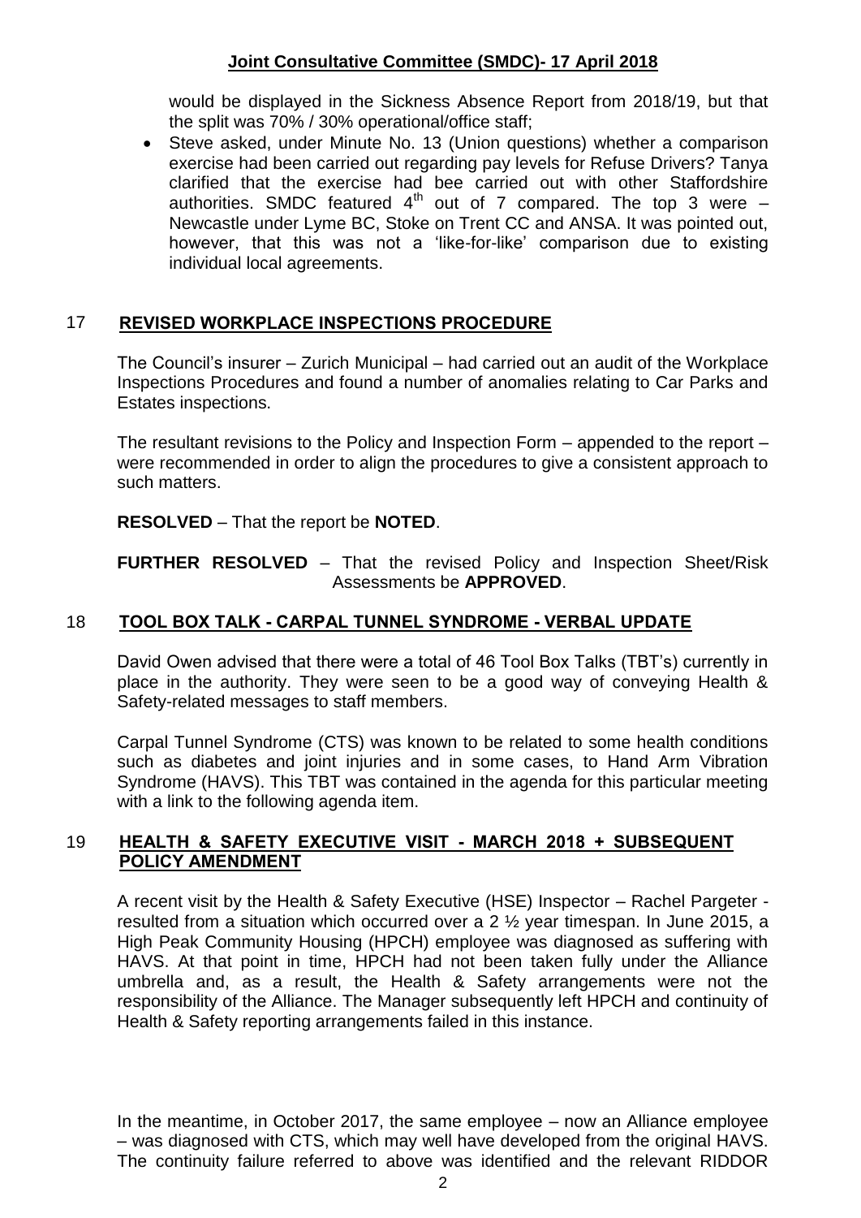would be displayed in the Sickness Absence Report from 2018/19, but that the split was 70% / 30% operational/office staff;

- Steve asked, under Minute No. 13 (Union questions) whether a comparison exercise had been carried out regarding pay levels for Refuse Drivers? Tanya clarified that the exercise had bee carried out with other Staffordshire authorities. SMDC featured 4th out of 7 compared. The top 3 were – Newcastle under Lyme BC, Stoke on Trent CC and ANSA. It was pointed out, however, that this was not a 'like-for-like' comparison due to existing individual local agreements.

## 17 REVISED WORKPLACE INSPECTIONS PROCEDURE

The Council's insurer – Zurich Municipal – had carried out an audit of the Workplace Inspections Procedures and found a number of anomalies relating to Car Parks and Estates inspections.

The resultant revisions to the Policy and Inspection Form – appended to the report – were recommended in order to align the procedures to give a consistent approach to such matters.

**RESOLVED** – That the report be **NOTED**.

**FURTHER RESOLVED** – That the revised Policy and Inspection Sheet/Risk Assessments be **APPROVED**.

## 18 TOOL BOX TALK - CARPAL TUNNEL SYNDROME - VERBAL UPDATE

David Owen advised that there were a total of 46 Tool Box Talks (TBT's) currently in place in the authority. They were seen to be a good way of conveying Health & Safety-related messages to staff members.

Carpal Tunnel Syndrome (CTS) was known to be related to some health conditions such as diabetes and joint injuries and in some cases, to Hand Arm Vibration Syndrome (HAVS). This TBT was contained in the agenda for this particular meeting with a link to the following agenda item.

## 19 HEALTH & SAFETY EXECUTIVE VISIT - MARCH 2018 + SUBSEQUENT POLICY AMENDMENT

A recent visit by the Health & Safety Executive (HSE) Inspector – Rachel Pargeter - resulted from a situation which occurred over a 2 ½ year timespan. In June 2015, a High Peak Community Housing (HPCH) employee was diagnosed as suffering with HAVS. At that point in time, HPCH had not been taken fully under the Alliance umbrella and, as a result, the Health & Safety arrangements were not the responsibility of the Alliance. The Manager subsequently left HPCH and continuity of Health & Safety reporting arrangements failed in this instance.

In the meantime, in October 2017, the same employee – now an Alliance employee – was diagnosed with CTS, which may well have developed from the original HAVS. The continuity failure referred to above was identified and the relevant RIDDOR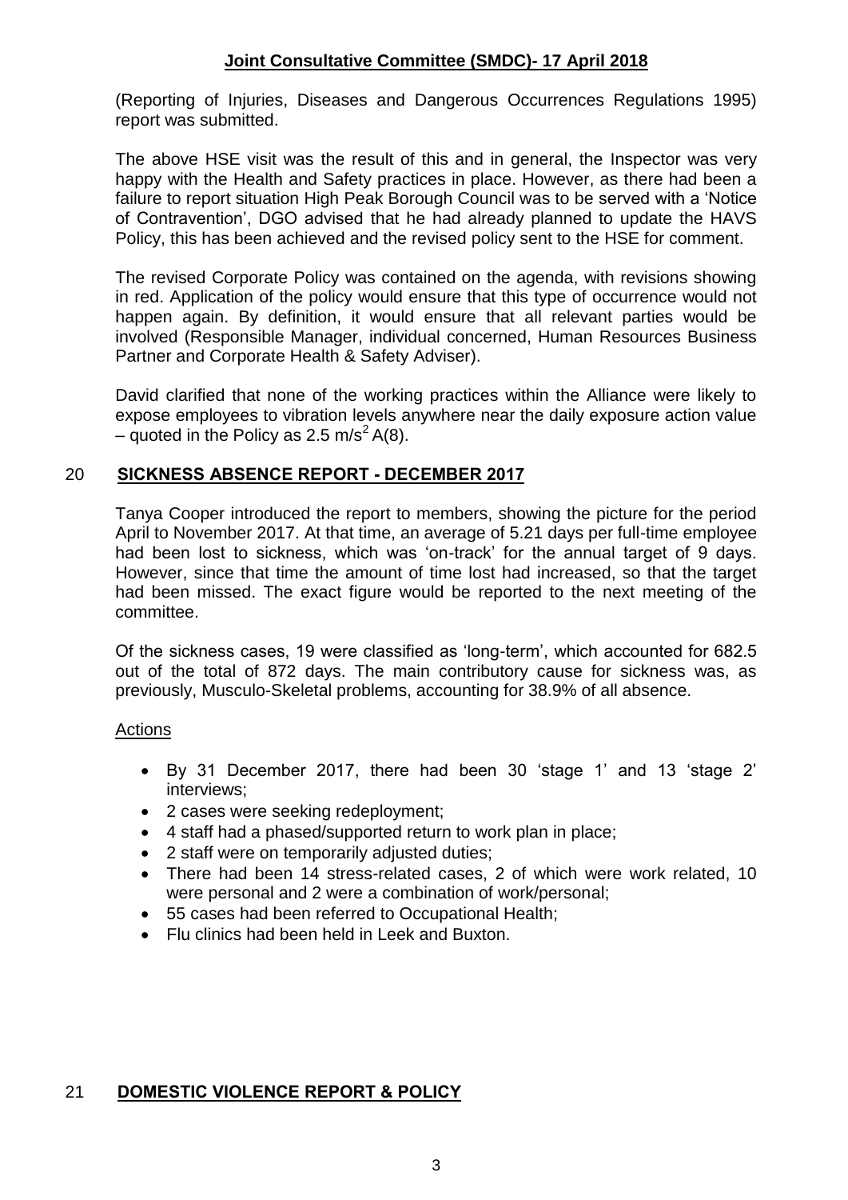(Reporting of Injuries, Diseases and Dangerous Occurrences Regulations 1995) report was submitted.

The above HSE visit was the result of this and in general, the Inspector was very happy with the Health and Safety practices in place. However, as there had been a failure to report situation High Peak Borough Council was to be served with a 'Notice of Contravention', DGO advised that he had already planned to update the HAVS Policy, this has been achieved and the revised policy sent to the HSE for comment.

The revised Corporate Policy was contained on the agenda, with revisions showing in red. Application of the policy would ensure that this type of occurrence would not happen again. By definition, it would ensure that all relevant parties would be involved (Responsible Manager, individual concerned, Human Resources Business Partner and Corporate Health & Safety Adviser).

David clarified that none of the working practices within the Alliance were likely to expose employees to vibration levels anywhere near the daily exposure action value – quoted in the Policy as 2.5 $m/s^2$ A(8).

## 20 SICKNESS ABSENCE REPORT - DECEMBER 2017

Tanya Cooper introduced the report to members, showing the picture for the period April to November 2017. At that time, an average of 5.21 days per full-time employee had been lost to sickness, which was 'on-track' for the annual target of 9 days. However, since that time the amount of time lost had increased, so that the target had been missed. The exact figure would be reported to the next meeting of the committee.

Of the sickness cases, 19 were classified as 'long-term', which accounted for 682.5 out of the total of 872 days. The main contributory cause for sickness was, as previously, Musculo-Skeletal problems, accounting for 38.9% of all absence.

Actions

- By 31 December 2017, there had been 30 'stage 1' and 13 'stage 2' interviews;
- 2 cases were seeking redeployment;
- 4 staff had a phased/supported return to work plan in place;
- 2 staff were on temporarily adjusted duties;
- There had been 14 stress-related cases, 2 of which were work related, 10 were personal and 2 were a combination of work/personal;
- 55 cases had been referred to Occupational Health;
- Flu clinics had been held in Leek and Buxton.

## 21 DOMESTIC VIOLENCE REPORT & POLICY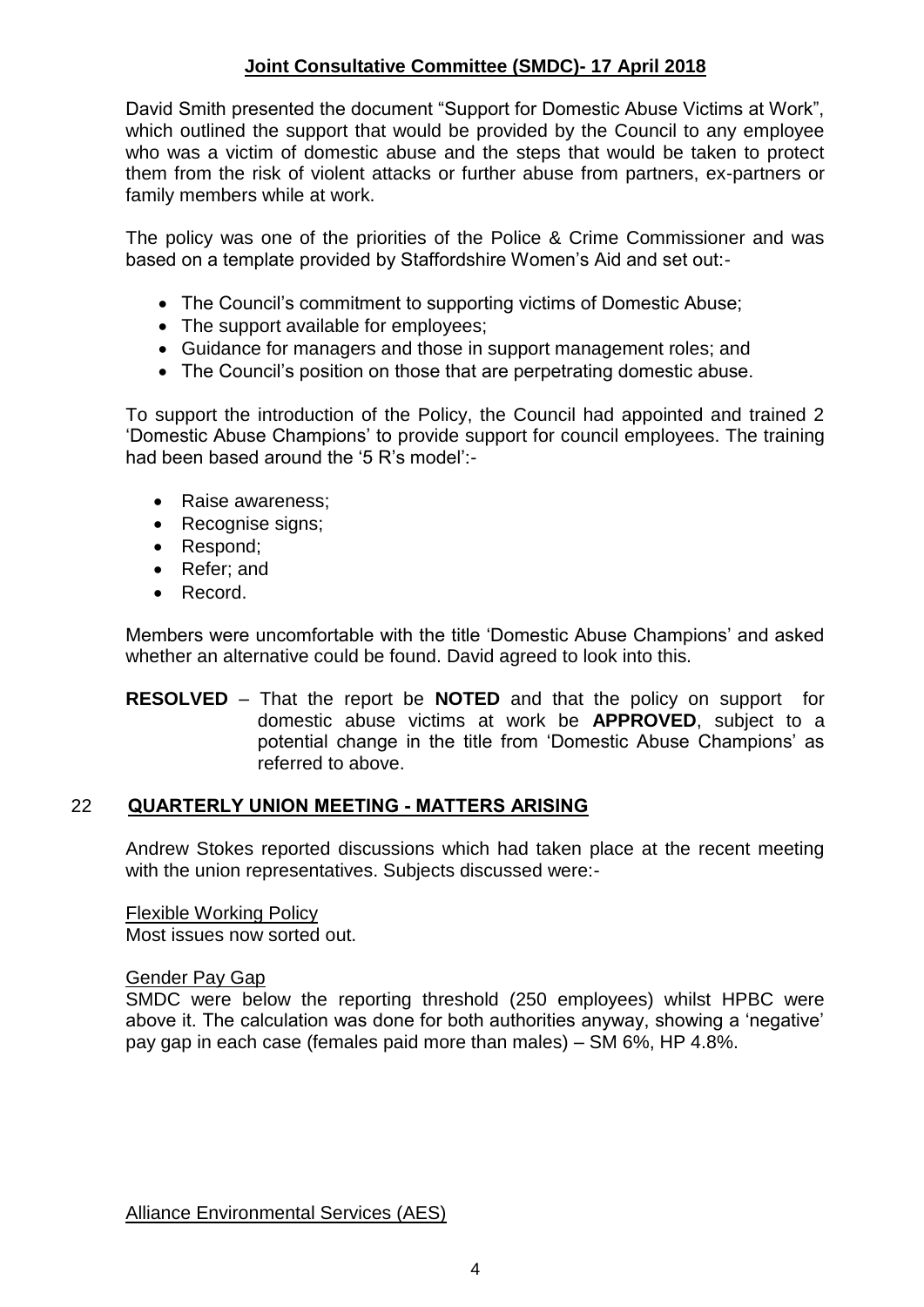David Smith presented the document “Support for Domestic Abuse Victims at Work”, which outlined the support that would be provided by the Council to any employee who was a victim of domestic abuse and the steps that would be taken to protect them from the risk of violent attacks or further abuse from partners, ex-partners or family members while at work.

The policy was one of the priorities of the Police & Crime Commissioner and was based on a template provided by Staffordshire Women’s Aid and set out:-

- The Council’s commitment to supporting victims of Domestic Abuse;
- The support available for employees;
- Guidance for managers and those in support management roles; and
- The Council’s position on those that are perpetrating domestic abuse.

To support the introduction of the Policy, the Council had appointed and trained 2 ‘Domestic Abuse Champions’ to provide support for council employees. The training had been based around the ‘5 R’s model’:-

- Raise awareness;
- Recognise signs;
- Respond;
- Refer; and
- Record.

Members were uncomfortable with the title ‘Domestic Abuse Champions’ and asked whether an alternative could be found. David agreed to look into this.

**RESOLVED** – That the report be **NOTED** and that the policy on support for domestic abuse victims at work be **APPROVED**, subject to a potential change in the title from ‘Domestic Abuse Champions’ as referred to above.

## 22 QUARTERLY UNION MEETING - MATTERS ARISING

Andrew Stokes reported discussions which had taken place at the recent meeting with the union representatives. Subjects discussed were:-

Flexible Working Policy
Most issues now sorted out.

Gender Pay Gap
SMDC were below the reporting threshold (250 employees) whilst HPBC were above it. The calculation was done for both authorities anyway, showing a ‘negative’ pay gap in each case (females paid more than males) – SM 6%, HP 4.8%.

Alliance Environmental Services (AES)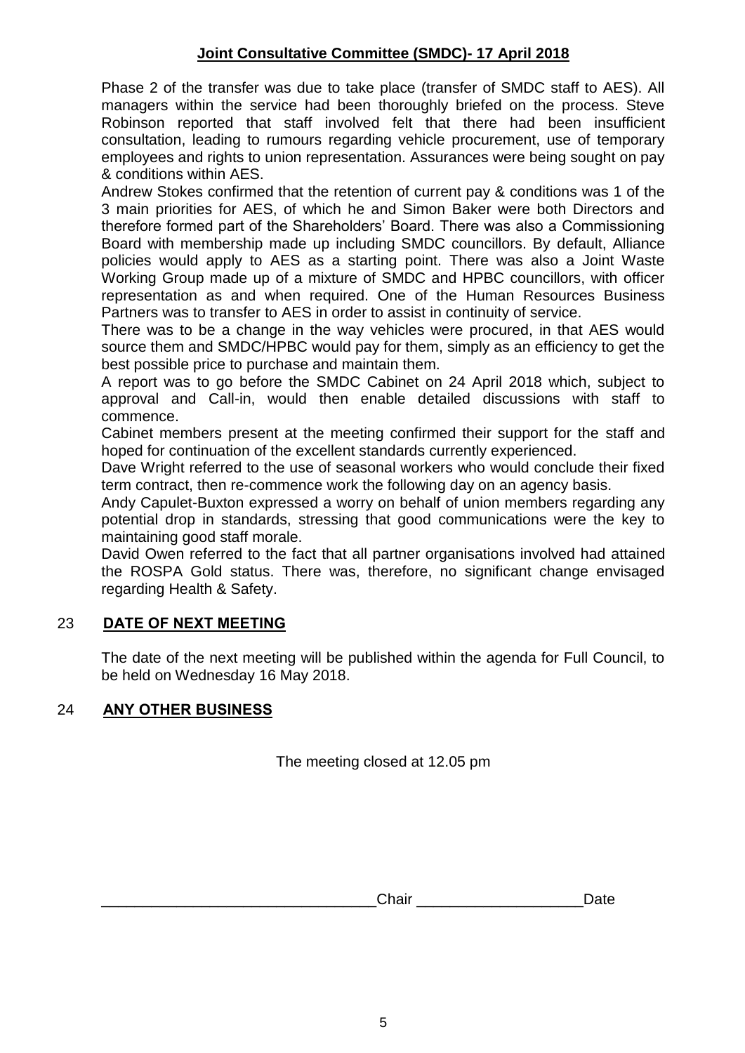Phase 2 of the transfer was due to take place (transfer of SMDC staff to AES). All managers within the service had been thoroughly briefed on the process. Steve Robinson reported that staff involved felt that there had been insufficient consultation, leading to rumours regarding vehicle procurement, use of temporary employees and rights to union representation. Assurances were being sought on pay & conditions within AES.

Andrew Stokes confirmed that the retention of current pay & conditions was 1 of the 3 main priorities for AES, of which he and Simon Baker were both Directors and therefore formed part of the Shareholders' Board. There was also a Commissioning Board with membership made up including SMDC councillors. By default, Alliance policies would apply to AES as a starting point. There was also a Joint Waste Working Group made up of a mixture of SMDC and HPBC councillors, with officer representation as and when required. One of the Human Resources Business Partners was to transfer to AES in order to assist in continuity of service.

There was to be a change in the way vehicles were procured, in that AES would source them and SMDC/HPBC would pay for them, simply as an efficiency to get the best possible price to purchase and maintain them.

A report was to go before the SMDC Cabinet on 24 April 2018 which, subject to approval and Call-in, would then enable detailed discussions with staff to commence.

Cabinet members present at the meeting confirmed their support for the staff and hoped for continuation of the excellent standards currently experienced.

Dave Wright referred to the use of seasonal workers who would conclude their fixed term contract, then re-commence work the following day on an agency basis.

Andy Capulet-Buxton expressed a worry on behalf of union members regarding any potential drop in standards, stressing that good communications were the key to maintaining good staff morale.

David Owen referred to the fact that all partner organisations involved had attained the ROSPA Gold status. There was, therefore, no significant change envisaged regarding Health & Safety.

## 23 DATE OF NEXT MEETING

The date of the next meeting will be published within the agenda for Full Council, to be held on Wednesday 16 May 2018.

## 24 ANY OTHER BUSINESS

The meeting closed at 12.05 pm

________________________________Chair ___________________Date